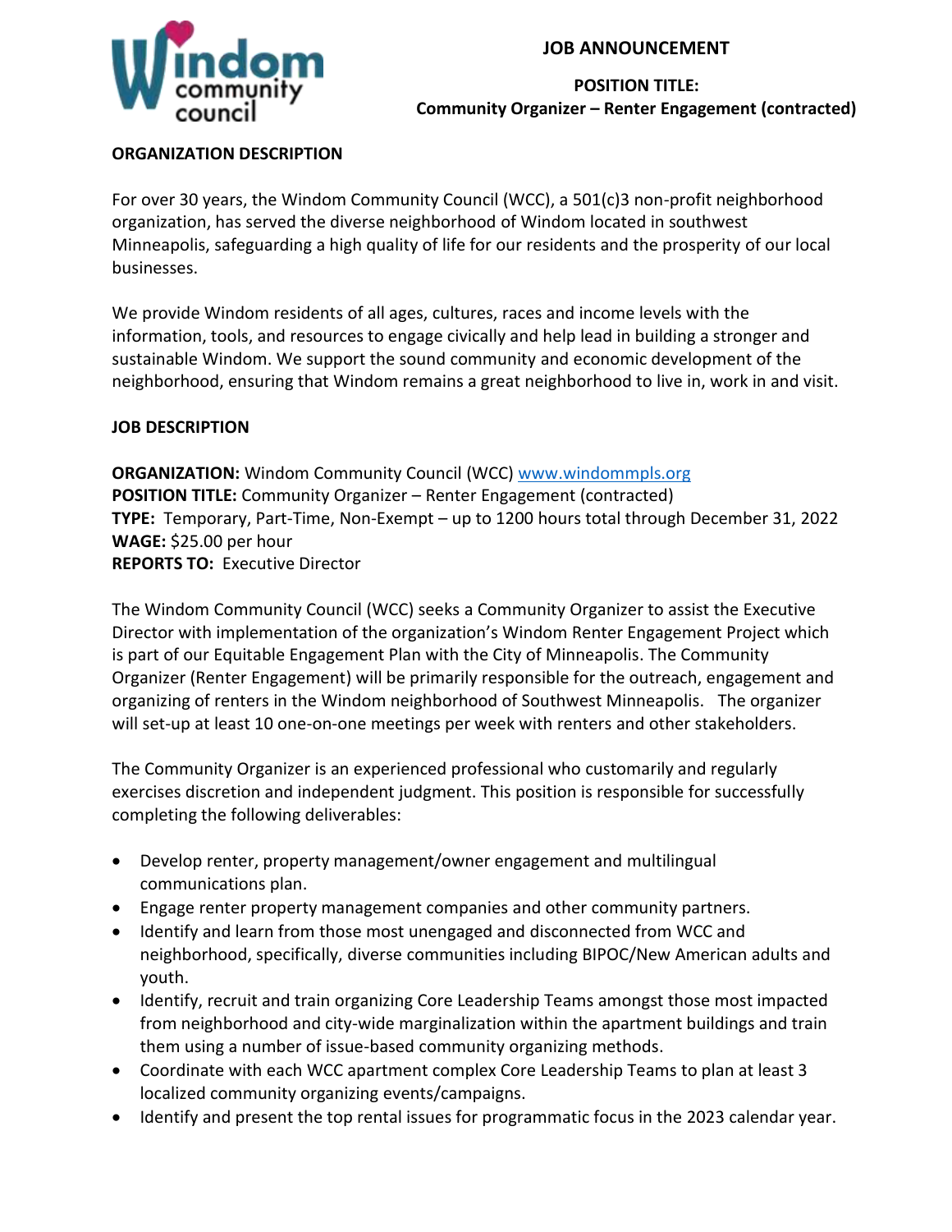# JOB ANNOUNCEMENT

**POSITION TITLE:**
**Community Organizer – Renter Engagement (contracted)**

## ORGANIZATION DESCRIPTION

For over 30 years, the Windom Community Council (WCC), a 501(c)3 non-profit neighborhood organization, has served the diverse neighborhood of Windom located in southwest Minneapolis, safeguarding a high quality of life for our residents and the prosperity of our local businesses.

We provide Windom residents of all ages, cultures, races and income levels with the information, tools, and resources to engage civically and help lead in building a stronger and sustainable Windom. We support the sound community and economic development of the neighborhood, ensuring that Windom remains a great neighborhood to live in, work in and visit.

## JOB DESCRIPTION

**ORGANIZATION:** Windom Community Council (WCC) [www.windommpls.org](www.windommpls.org)
**POSITION TITLE:** Community Organizer – Renter Engagement (contracted)
**TYPE:** Temporary, Part-Time, Non-Exempt – up to 1200 hours total through December 31, 2022
**WAGE:** $25.00 per hour
**REPORTS TO:** Executive Director

The Windom Community Council (WCC) seeks a Community Organizer to assist the Executive Director with implementation of the organization's Windom Renter Engagement Project which is part of our Equitable Engagement Plan with the City of Minneapolis. The Community Organizer (Renter Engagement) will be primarily responsible for the outreach, engagement and organizing of renters in the Windom neighborhood of Southwest Minneapolis. The organizer will set-up at least 10 one-on-one meetings per week with renters and other stakeholders.

The Community Organizer is an experienced professional who customarily and regularly exercises discretion and independent judgment. This position is responsible for successfully completing the following deliverables:

- Develop renter, property management/owner engagement and multilingual communications plan.
- Engage renter property management companies and other community partners.
- Identify and learn from those most unengaged and disconnected from WCC and neighborhood, specifically, diverse communities including BIPOC/New American adults and youth.
- Identify, recruit and train organizing Core Leadership Teams amongst those most impacted from neighborhood and city-wide marginalization within the apartment buildings and train them using a number of issue-based community organizing methods.
- Coordinate with each WCC apartment complex Core Leadership Teams to plan at least 3 localized community organizing events/campaigns.
- Identify and present the top rental issues for programmatic focus in the 2023 calendar year.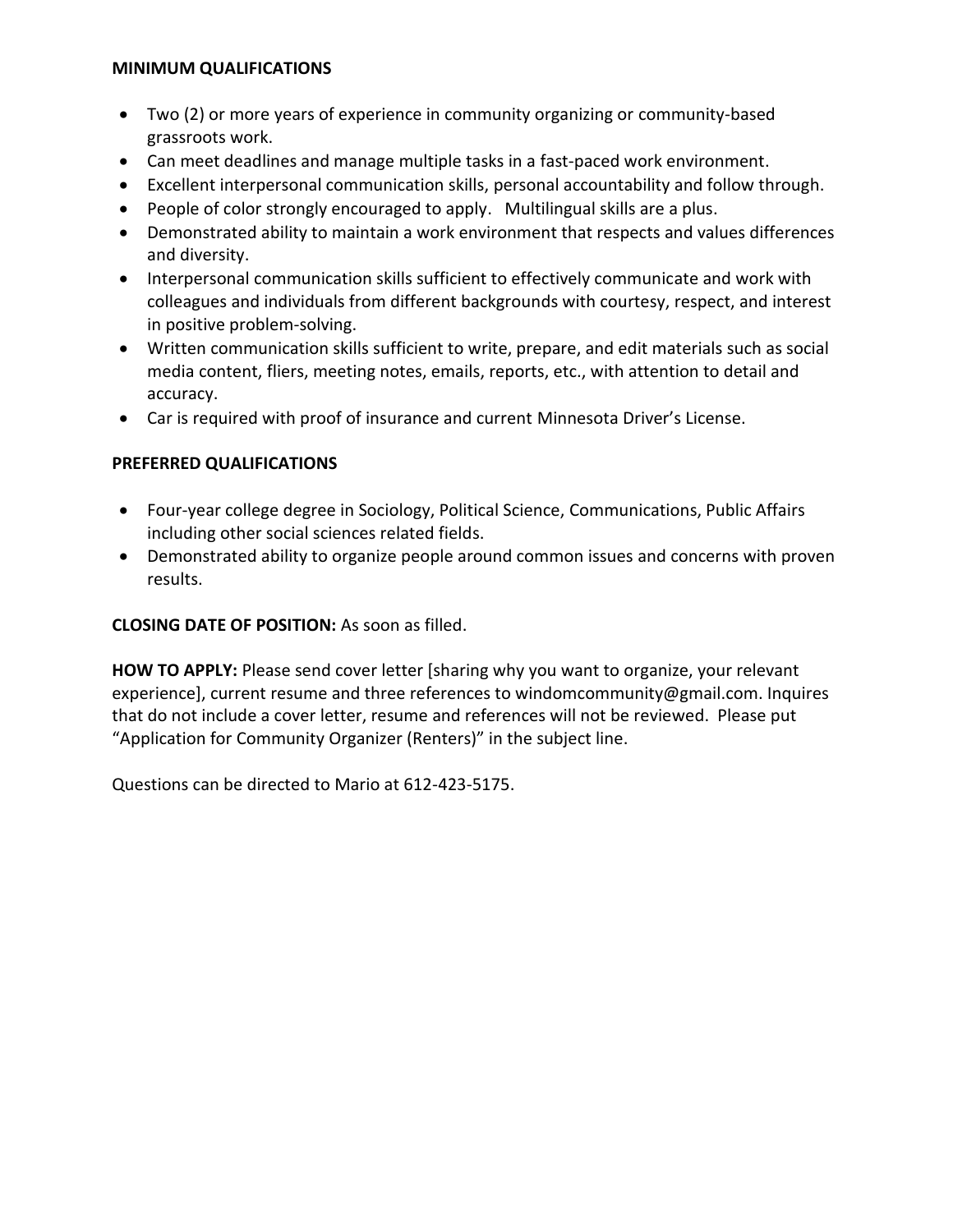**MINIMUM QUALIFICATIONS**

- Two (2) or more years of experience in community organizing or community-based grassroots work.
- Can meet deadlines and manage multiple tasks in a fast-paced work environment.
- Excellent interpersonal communication skills, personal accountability and follow through.
- People of color strongly encouraged to apply. Multilingual skills are a plus.
- Demonstrated ability to maintain a work environment that respects and values differences and diversity.
- Interpersonal communication skills sufficient to effectively communicate and work with colleagues and individuals from different backgrounds with courtesy, respect, and interest in positive problem-solving.
- Written communication skills sufficient to write, prepare, and edit materials such as social media content, fliers, meeting notes, emails, reports, etc., with attention to detail and accuracy.
- Car is required with proof of insurance and current Minnesota Driver's License.

**PREFERRED QUALIFICATIONS**

- Four-year college degree in Sociology, Political Science, Communications, Public Affairs including other social sciences related fields.
- Demonstrated ability to organize people around common issues and concerns with proven results.

**CLOSING DATE OF POSITION:** As soon as filled.

**HOW TO APPLY:** Please send cover letter [sharing why you want to organize, your relevant experience], current resume and three references to windomcommunity@gmail.com. Inquires that do not include a cover letter, resume and references will not be reviewed. Please put "Application for Community Organizer (Renters)" in the subject line.

Questions can be directed to Mario at 612-423-5175.